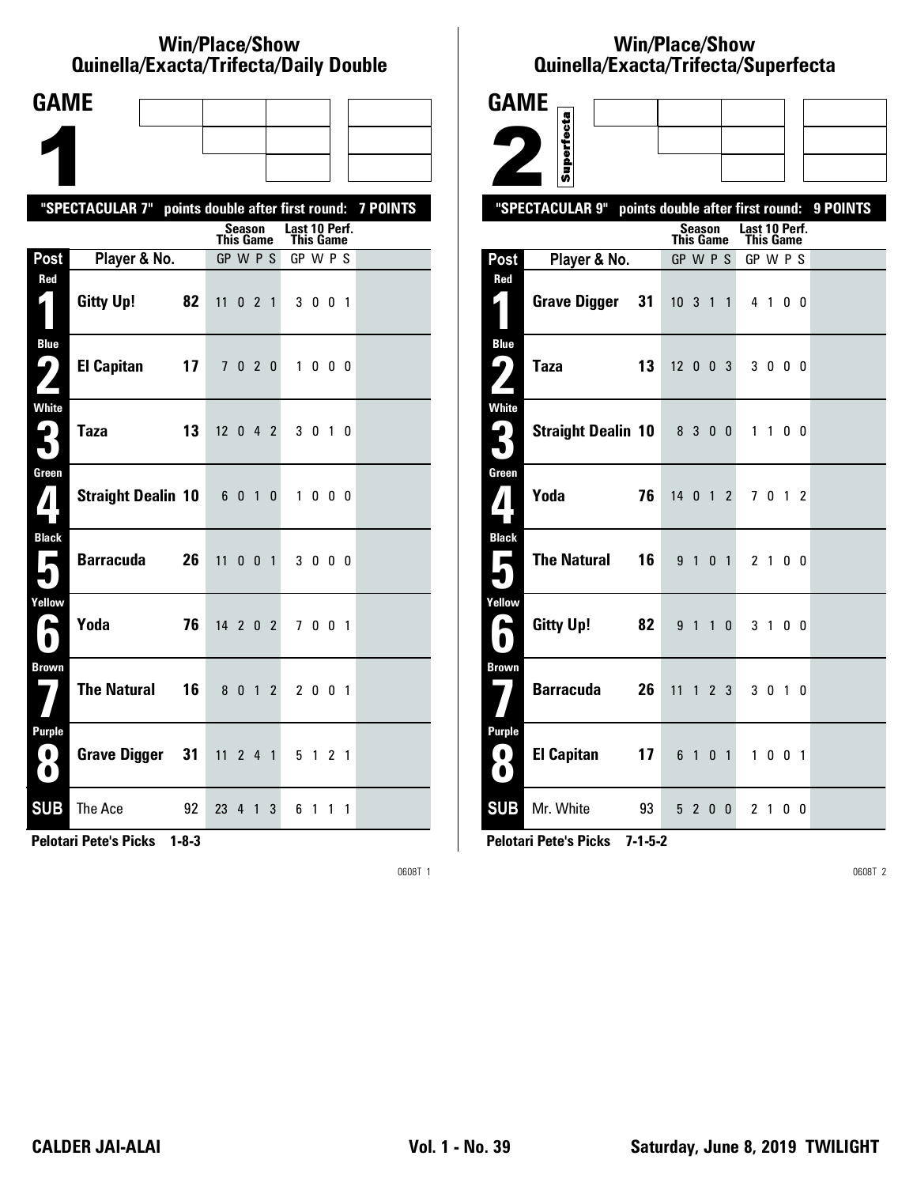## Win/Place/Show
## Quinella/Exacta/Trifecta/Daily Double

# GAME 1

**"SPECTACULAR 7" points double after first round: 7 POINTS**

| Post | Player & No. | | Season This Game GP W P S | Last 10 Perf. This Game GP W P S |
|---|---|---|---|---|
| Red 1 | Gitty Up! | 82 | 11 0 2 1 | 3 0 0 1 |
| Blue 2 | El Capitan | 17 | 7 0 2 0 | 1 0 0 0 |
| White 3 | Taza | 13 | 12 0 4 2 | 3 0 1 0 |
| Green 4 | Straight Dealin | 10 | 6 0 1 0 | 1 0 0 0 |
| Black 5 | Barracuda | 26 | 11 0 0 1 | 3 0 0 0 |
| Yellow 6 | Yoda | 76 | 14 2 0 2 | 7 0 0 1 |
| Brown 7 | The Natural | 16 | 8 0 1 2 | 2 0 0 1 |
| Purple 8 | Grave Digger | 31 | 11 2 4 1 | 5 1 2 1 |
| SUB | The Ace | 92 | 23 4 1 3 | 6 1 1 1 |

**Pelotari Pete's Picks 1-8-3**

0608T 1

## Win/Place/Show
## Quinella/Exacta/Trifecta/Superfecta

# GAME 2 Superfecta

**"SPECTACULAR 9" points double after first round: 9 POINTS**

| Post | Player & No. | | Season This Game GP W P S | Last 10 Perf. This Game GP W P S |
|---|---|---|---|---|
| Red 1 | Grave Digger | 31 | 10 3 1 1 | 4 1 0 0 |
| Blue 2 | Taza | 13 | 12 0 0 3 | 3 0 0 0 |
| White 3 | Straight Dealin | 10 | 8 3 0 0 | 1 1 0 0 |
| Green 4 | Yoda | 76 | 14 0 1 2 | 7 0 1 2 |
| Black 5 | The Natural | 16 | 9 1 0 1 | 2 1 0 0 |
| Yellow 6 | Gitty Up! | 82 | 9 1 1 0 | 3 1 0 0 |
| Brown 7 | Barracuda | 26 | 11 1 2 3 | 3 0 1 0 |
| Purple 8 | El Capitan | 17 | 6 1 0 1 | 1 0 0 1 |
| SUB | Mr. White | 93 | 5 2 0 0 | 2 1 0 0 |

**Pelotari Pete's Picks 7-1-5-2**

0608T 2

CALDER JAI-ALAI — Vol. 1 - No. 39 — Saturday, June 8, 2019 TWILIGHT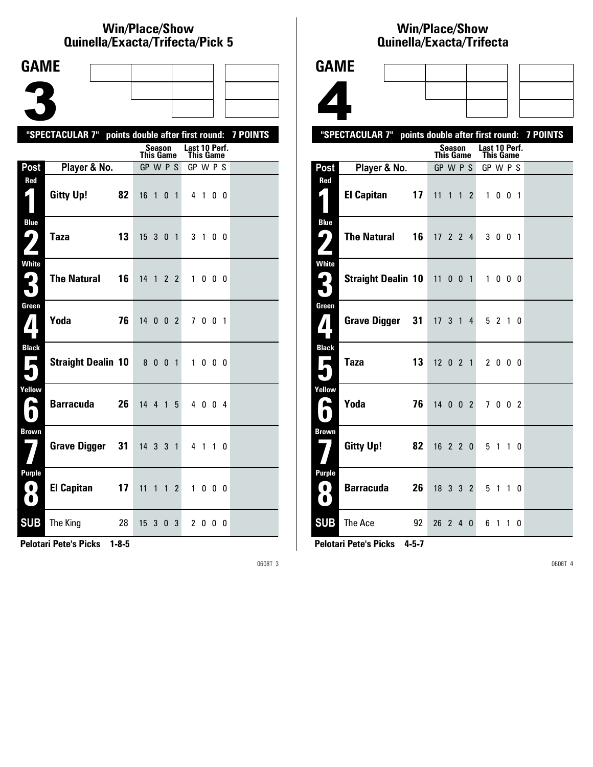## Win/Place/Show Quinella/Exacta/Trifecta/Pick 5

# GAME 3

"SPECTACULAR 7" points double after first round: 7 POINTS

| Post | Player & No. | | Season This Game GP W P S | Last 10 Perf. This Game GP W P S |
|---|---|---|---|---|
| Red 1 | Gitty Up! | 82 | 16 1 0 1 | 4 1 0 0 |
| Blue 2 | Taza | 13 | 15 3 0 1 | 3 1 0 0 |
| White 3 | The Natural | 16 | 14 1 2 2 | 1 0 0 0 |
| Green 4 | Yoda | 76 | 14 0 0 2 | 7 0 0 1 |
| Black 5 | Straight Dealin | 10 | 8 0 0 1 | 1 0 0 0 |
| Yellow 6 | Barracuda | 26 | 14 4 1 5 | 4 0 0 4 |
| Brown 7 | Grave Digger | 31 | 14 3 3 1 | 4 1 1 0 |
| Purple 8 | El Capitan | 17 | 11 1 1 2 | 1 0 0 0 |
| SUB | The King | 28 | 15 3 0 3 | 2 0 0 0 |

**Pelotari Pete's Picks 1-8-5**

0608T 3

## Win/Place/Show Quinella/Exacta/Trifecta

# GAME 4

"SPECTACULAR 7" points double after first round: 7 POINTS

| Post | Player & No. | | Season This Game GP W P S | Last 10 Perf. This Game GP W P S |
|---|---|---|---|---|
| Red 1 | El Capitan | 17 | 11 1 1 2 | 1 0 0 1 |
| Blue 2 | The Natural | 16 | 17 2 2 4 | 3 0 0 1 |
| White 3 | Straight Dealin | 10 | 11 0 0 1 | 1 0 0 0 |
| Green 4 | Grave Digger | 31 | 17 3 1 4 | 5 2 1 0 |
| Black 5 | Taza | 13 | 12 0 2 1 | 2 0 0 0 |
| Yellow 6 | Yoda | 76 | 14 0 0 2 | 7 0 0 2 |
| Brown 7 | Gitty Up! | 82 | 16 2 2 0 | 5 1 1 0 |
| Purple 8 | Barracuda | 26 | 18 3 3 2 | 5 1 1 0 |
| SUB | The Ace | 92 | 26 2 4 0 | 6 1 1 0 |

**Pelotari Pete's Picks 4-5-7**

0608T 4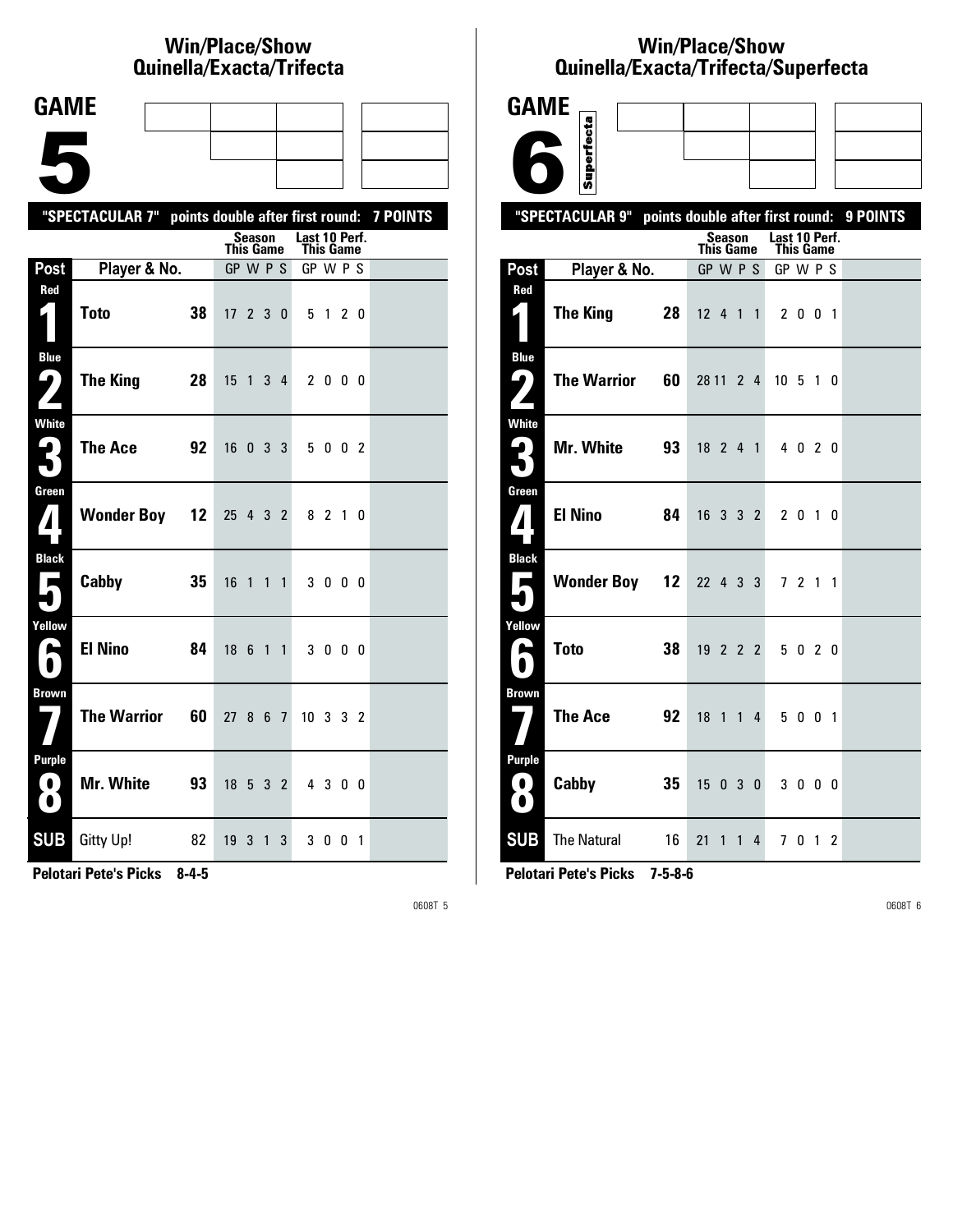## Win/Place/Show
## Quinella/Exacta/Trifecta

# GAME 5

**"SPECTACULAR 7" points double after first round: 7 POINTS**

| Post | Player & No. | | Season This Game GP W P S | Last 10 Perf. This Game GP W P S |
|---|---|---|---|---|
| Red 1 | **Toto** | **38** | 17 2 3 0 | 5 1 2 0 |
| Blue 2 | **The King** | **28** | 15 1 3 4 | 2 0 0 0 |
| White 3 | **The Ace** | **92** | 16 0 3 3 | 5 0 0 2 |
| Green 4 | **Wonder Boy** | **12** | 25 4 3 2 | 8 2 1 0 |
| Black 5 | **Cabby** | **35** | 16 1 1 1 | 3 0 0 0 |
| Yellow 6 | **El Nino** | **84** | 18 6 1 1 | 3 0 0 0 |
| Brown 7 | **The Warrior** | **60** | 27 8 6 7 | 10 3 3 2 |
| Purple 8 | **Mr. White** | **93** | 18 5 3 2 | 4 3 0 0 |
| SUB | Gitty Up! | 82 | 19 3 1 3 | 3 0 0 1 |

**Pelotari Pete's Picks 8-4-5**

0608T 5

## Win/Place/Show
## Quinella/Exacta/Trifecta/Superfecta

# GAME 6

Superfecta

**"SPECTACULAR 9" points double after first round: 9 POINTS**

| Post | Player & No. | | Season This Game GP W P S | Last 10 Perf. This Game GP W P S |
|---|---|---|---|---|
| Red 1 | **The King** | **28** | 12 4 1 1 | 2 0 0 1 |
| Blue 2 | **The Warrior** | **60** | 28 11 2 4 | 10 5 1 0 |
| White 3 | **Mr. White** | **93** | 18 2 4 1 | 4 0 2 0 |
| Green 4 | **El Nino** | **84** | 16 3 3 2 | 2 0 1 0 |
| Black 5 | **Wonder Boy** | **12** | 22 4 3 3 | 7 2 1 1 |
| Yellow 6 | **Toto** | **38** | 19 2 2 2 | 5 0 2 0 |
| Brown 7 | **The Ace** | **92** | 18 1 1 4 | 5 0 0 1 |
| Purple 8 | **Cabby** | **35** | 15 0 3 0 | 3 0 0 0 |
| SUB | The Natural | 16 | 21 1 1 4 | 7 0 1 2 |

**Pelotari Pete's Picks 7-5-8-6**

0608T 6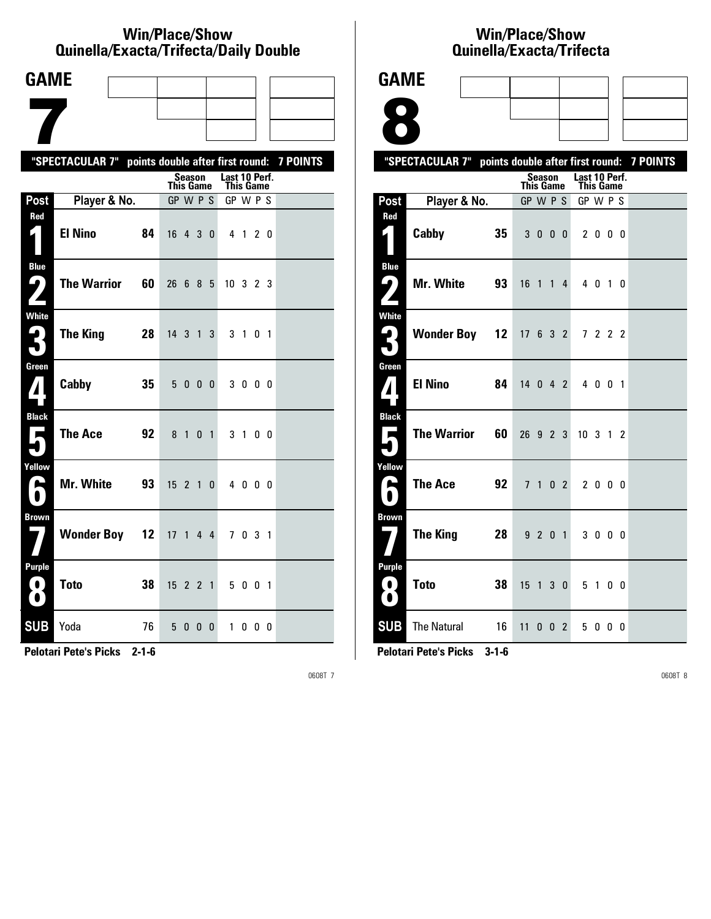## Win/Place/Show
## Quinella/Exacta/Trifecta/Daily Double

# GAME 7

"SPECTACULAR 7" points double after first round: 7 POINTS

| Post | Player & No. | | Season This Game GP W P S | Last 10 Perf. This Game GP W P S |
|---|---|---|---|---|
| Red 1 | El Nino | 84 | 16 4 3 0 | 4 1 2 0 |
| Blue 2 | The Warrior | 60 | 26 6 8 5 | 10 3 2 3 |
| White 3 | The King | 28 | 14 3 1 3 | 3 1 0 1 |
| Green 4 | Cabby | 35 | 5 0 0 0 | 3 0 0 0 |
| Black 5 | The Ace | 92 | 8 1 0 1 | 3 1 0 0 |
| Yellow 6 | Mr. White | 93 | 15 2 1 0 | 4 0 0 0 |
| Brown 7 | Wonder Boy | 12 | 17 1 4 4 | 7 0 3 1 |
| Purple 8 | Toto | 38 | 15 2 2 1 | 5 0 0 1 |
| SUB | Yoda | 76 | 5 0 0 0 | 1 0 0 0 |

**Pelotari Pete's Picks 2-1-6**

## Win/Place/Show
## Quinella/Exacta/Trifecta

# GAME 8

"SPECTACULAR 7" points double after first round: 7 POINTS

| Post | Player & No. | | Season This Game GP W P S | Last 10 Perf. This Game GP W P S |
|---|---|---|---|---|
| Red 1 | Cabby | 35 | 3 0 0 0 | 2 0 0 0 |
| Blue 2 | Mr. White | 93 | 16 1 1 4 | 4 0 1 0 |
| White 3 | Wonder Boy | 12 | 17 6 3 2 | 7 2 2 2 |
| Green 4 | El Nino | 84 | 14 0 4 2 | 4 0 0 1 |
| Black 5 | The Warrior | 60 | 26 9 2 3 | 10 3 1 2 |
| Yellow 6 | The Ace | 92 | 7 1 0 2 | 2 0 0 0 |
| Brown 7 | The King | 28 | 9 2 0 1 | 3 0 0 0 |
| Purple 8 | Toto | 38 | 15 1 3 0 | 5 1 0 0 |
| SUB | The Natural | 16 | 11 0 0 2 | 5 0 0 0 |

**Pelotari Pete's Picks 3-1-6**